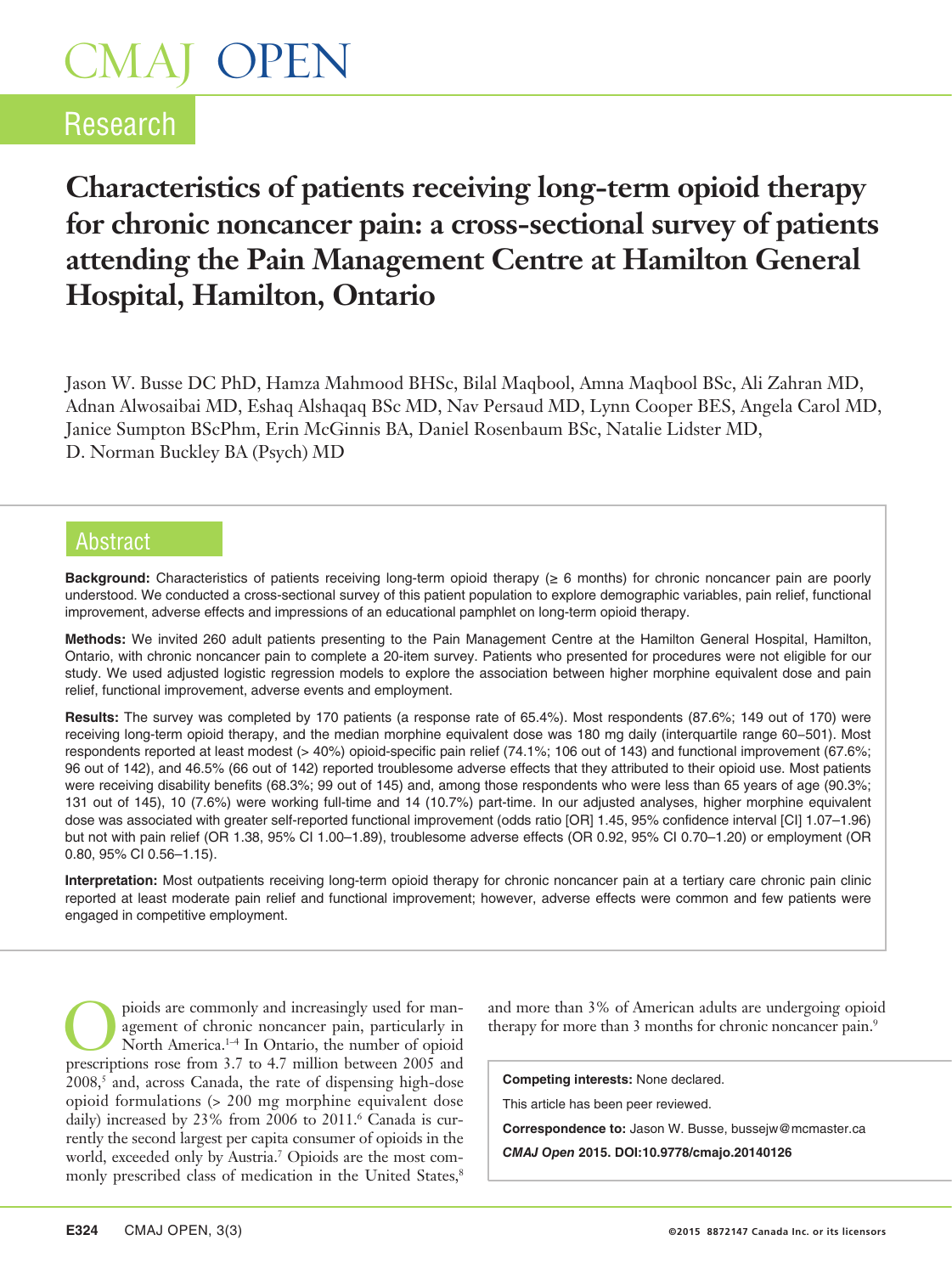Research

# Characteristics of patients receiving long-term opioid therapy for chronic noncancer pain: a cross-sectional survey of patients attending the Pain Management Centre at Hamilton General Hospital, Hamilton, Ontario

Jason W. Busse DC PhD, Hamza Mahmood BHSc, Bilal Maqbool, Amna Maqbool BSc, Ali Zahran MD, Adnan Alwosaibai MD, Eshaq Alshaqaq BSc MD, Nav Persaud MD, Lynn Cooper BES, Angela Carol MD, Janice Sumpton BScPhm, Erin McGinnis BA, Daniel Rosenbaum BSc, Natalie Lidster MD, D. Norman Buckley BA (Psych) MD

## Abstract

**Background:** Characteristics of patients receiving long-term opioid therapy (≥ 6 months) for chronic noncancer pain are poorly understood. We conducted a cross-sectional survey of this patient population to explore demographic variables, pain relief, functional improvement, adverse effects and impressions of an educational pamphlet on long-term opioid therapy.

**Methods:** We invited 260 adult patients presenting to the Pain Management Centre at the Hamilton General Hospital, Hamilton, Ontario, with chronic noncancer pain to complete a 20-item survey. Patients who presented for procedures were not eligible for our study. We used adjusted logistic regression models to explore the association between higher morphine equivalent dose and pain relief, functional improvement, adverse events and employment.

**Results:** The survey was completed by 170 patients (a response rate of 65.4%). Most respondents (87.6%; 149 out of 170) were receiving long-term opioid therapy, and the median morphine equivalent dose was 180 mg daily (interquartile range 60–501). Most respondents reported at least modest (> 40%) opioid-specific pain relief (74.1%; 106 out of 143) and functional improvement (67.6%; 96 out of 142), and 46.5% (66 out of 142) reported troublesome adverse effects that they attributed to their opioid use. Most patients were receiving disability benefits (68.3%; 99 out of 145) and, among those respondents who were less than 65 years of age (90.3%; 131 out of 145), 10 (7.6%) were working full-time and 14 (10.7%) part-time. In our adjusted analyses, higher morphine equivalent dose was associated with greater self-reported functional improvement (odds ratio [OR] 1.45, 95% confidence interval [CI] 1.07–1.96) but not with pain relief (OR 1.38, 95% CI 1.00–1.89), troublesome adverse effects (OR 0.92, 95% CI 0.70–1.20) or employment (OR 0.80, 95% CI 0.56–1.15).

**Interpretation:** Most outpatients receiving long-term opioid therapy for chronic noncancer pain at a tertiary care chronic pain clinic reported at least moderate pain relief and functional improvement; however, adverse effects were common and few patients were engaged in competitive employment.

Opioids are commonly and increasingly used for management of chronic noncancer pain, particularly in North America.[1–4] In Ontario, the number of opioid prescriptions rose from 3.7 to 4.7 million between 2005 and 2008,[5] and, across Canada, the rate of dispensing high-dose opioid formulations (> 200 mg morphine equivalent dose daily) increased by 23% from 2006 to 2011.[6] Canada is currently the second largest per capita consumer of opioids in the world, exceeded only by Austria.[7] Opioids are the most commonly prescribed class of medication in the United States,[8] and more than 3% of American adults are undergoing opioid therapy for more than 3 months for chronic noncancer pain.[9]

**Competing interests:** None declared.

This article has been peer reviewed.

**Correspondence to:** Jason W. Busse, bussejw@mcmaster.ca

*CMAJ Open* 2015. DOI:10.9778/cmajo.20140126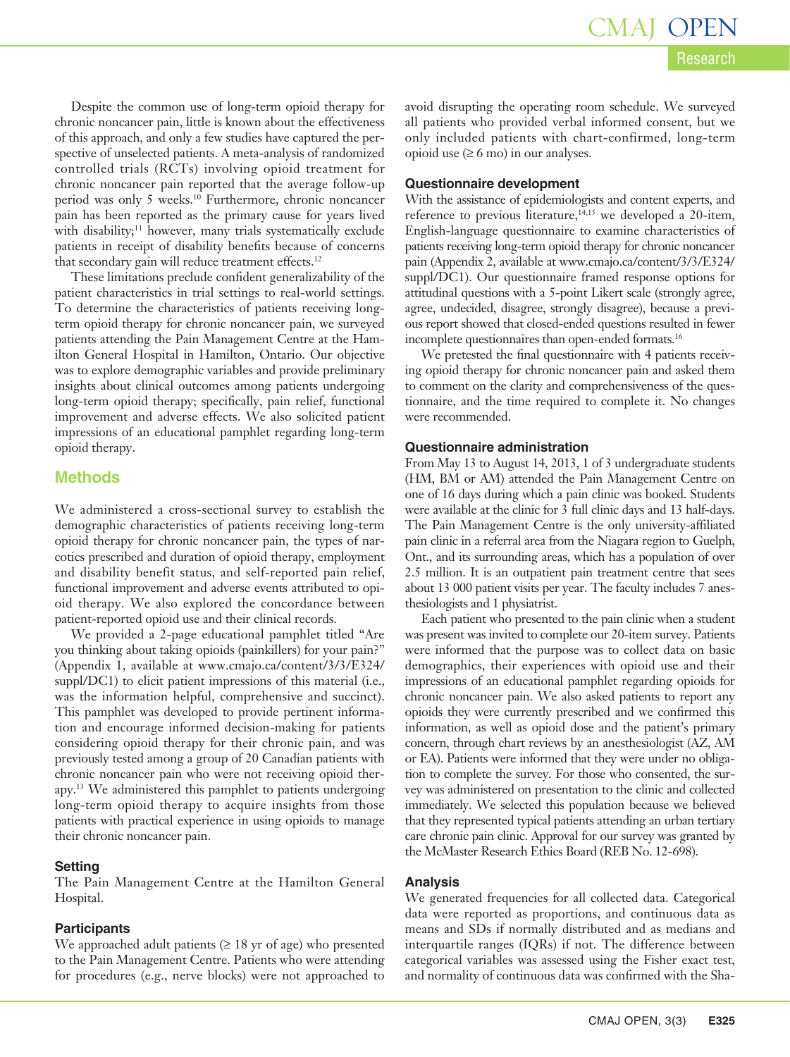Despite the common use of long-term opioid therapy for chronic noncancer pain, little is known about the effectiveness of this approach, and only a few studies have captured the perspective of unselected patients. A meta-analysis of randomized controlled trials (RCTs) involving opioid treatment for chronic noncancer pain reported that the average follow-up period was only 5 weeks.[10] Furthermore, chronic noncancer pain has been reported as the primary cause for years lived with disability;[11] however, many trials systematically exclude patients in receipt of disability benefits because of concerns that secondary gain will reduce treatment effects.[12]

These limitations preclude confident generalizability of the patient characteristics in trial settings to real-world settings. To determine the characteristics of patients receiving long-term opioid therapy for chronic noncancer pain, we surveyed patients attending the Pain Management Centre at the Hamilton General Hospital in Hamilton, Ontario. Our objective was to explore demographic variables and provide preliminary insights about clinical outcomes among patients undergoing long-term opioid therapy; specifically, pain relief, functional improvement and adverse effects. We also solicited patient impressions of an educational pamphlet regarding long-term opioid therapy.

## Methods

We administered a cross-sectional survey to establish the demographic characteristics of patients receiving long-term opioid therapy for chronic noncancer pain, the types of narcotics prescribed and duration of opioid therapy, employment and disability benefit status, and self-reported pain relief, functional improvement and adverse events attributed to opioid therapy. We also explored the concordance between patient-reported opioid use and their clinical records.

We provided a 2-page educational pamphlet titled "Are you thinking about taking opioids (painkillers) for your pain?" (Appendix 1, available at www.cmajo.ca/content/3/3/E324/suppl/DC1) to elicit patient impressions of this material (i.e., was the information helpful, comprehensive and succinct). This pamphlet was developed to provide pertinent information and encourage informed decision-making for patients considering opioid therapy for their chronic pain, and was previously tested among a group of 20 Canadian patients with chronic noncancer pain who were not receiving opioid therapy.[13] We administered this pamphlet to patients undergoing long-term opioid therapy to acquire insights from those patients with practical experience in using opioids to manage their chronic noncancer pain.

### Setting

The Pain Management Centre at the Hamilton General Hospital.

### Participants

We approached adult patients (≥ 18 yr of age) who presented to the Pain Management Centre. Patients who were attending for procedures (e.g., nerve blocks) were not approached to avoid disrupting the operating room schedule. We surveyed all patients who provided verbal informed consent, but we only included patients with chart-confirmed, long-term opioid use (≥ 6 mo) in our analyses.

### Questionnaire development

With the assistance of epidemiologists and content experts, and reference to previous literature,[14,15] we developed a 20-item, English-language questionnaire to examine characteristics of patients receiving long-term opioid therapy for chronic noncancer pain (Appendix 2, available at www.cmajo.ca/content/3/3/E324/suppl/DC1). Our questionnaire framed response options for attitudinal questions with a 5-point Likert scale (strongly agree, agree, undecided, disagree, strongly disagree), because a previous report showed that closed-ended questions resulted in fewer incomplete questionnaires than open-ended formats.[16]

We pretested the final questionnaire with 4 patients receiving opioid therapy for chronic noncancer pain and asked them to comment on the clarity and comprehensiveness of the questionnaire, and the time required to complete it. No changes were recommended.

### Questionnaire administration

From May 13 to August 14, 2013, 1 of 3 undergraduate students (HM, BM or AM) attended the Pain Management Centre on one of 16 days during which a pain clinic was booked. Students were available at the clinic for 3 full clinic days and 13 half-days. The Pain Management Centre is the only university-affiliated pain clinic in a referral area from the Niagara region to Guelph, Ont., and its surrounding areas, which has a population of over 2.5 million. It is an outpatient pain treatment centre that sees about 13 000 patient visits per year. The faculty includes 7 anesthesiologists and 1 physiatrist.

Each patient who presented to the pain clinic when a student was present was invited to complete our 20-item survey. Patients were informed that the purpose was to collect data on basic demographics, their experiences with opioid use and their impressions of an educational pamphlet regarding opioids for chronic noncancer pain. We also asked patients to report any opioids they were currently prescribed and we confirmed this information, as well as opioid dose and the patient's primary concern, through chart reviews by an anesthesiologist (AZ, AM or EA). Patients were informed that they were under no obligation to complete the survey. For those who consented, the survey was administered on presentation to the clinic and collected immediately. We selected this population because we believed that they represented typical patients attending an urban tertiary care chronic pain clinic. Approval for our survey was granted by the McMaster Research Ethics Board (REB No. 12-698).

### Analysis

We generated frequencies for all collected data. Categorical data were reported as proportions, and continuous data as means and SDs if normally distributed and as medians and interquartile ranges (IQRs) if not. The difference between categorical variables was assessed using the Fisher exact test, and normality of continuous data was confirmed with the Sha-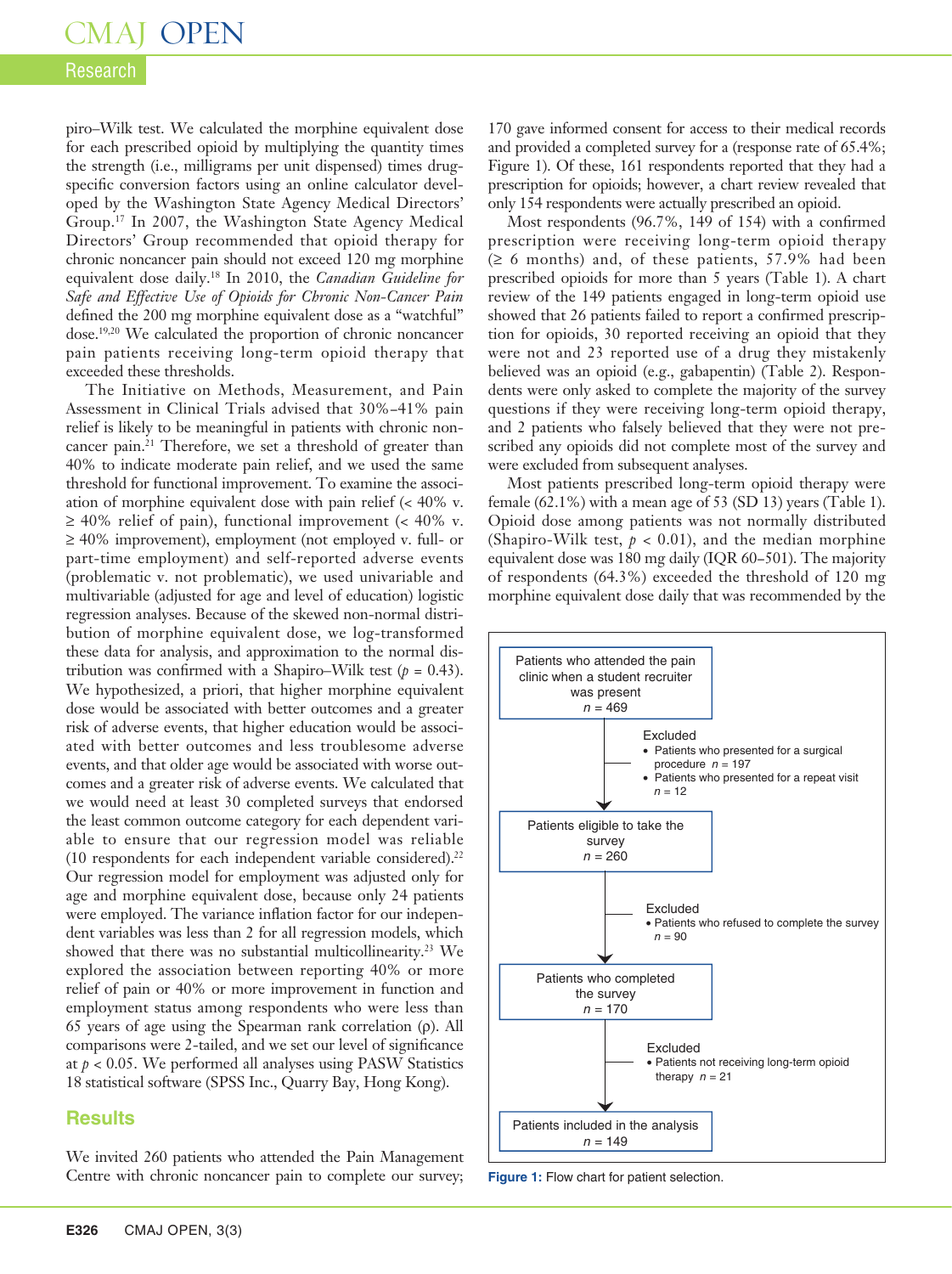piro–Wilk test. We calculated the morphine equivalent dose for each prescribed opioid by multiplying the quantity times the strength (i.e., milligrams per unit dispensed) times drug-specific conversion factors using an online calculator developed by the Washington State Agency Medical Directors' Group.[17] In 2007, the Washington State Agency Medical Directors' Group recommended that opioid therapy for chronic noncancer pain should not exceed 120 mg morphine equivalent dose daily.[18] In 2010, the *Canadian Guideline for Safe and Effective Use of Opioids for Chronic Non-Cancer Pain* defined the 200 mg morphine equivalent dose as a "watchful" dose.[19,20] We calculated the proportion of chronic noncancer pain patients receiving long-term opioid therapy that exceeded these thresholds.

The Initiative on Methods, Measurement, and Pain Assessment in Clinical Trials advised that 30%–41% pain relief is likely to be meaningful in patients with chronic noncancer pain.[21] Therefore, we set a threshold of greater than 40% to indicate moderate pain relief, and we used the same threshold for functional improvement. To examine the association of morphine equivalent dose with pain relief (< 40% v. ≥ 40% relief of pain), functional improvement (< 40% v. ≥ 40% improvement), employment (not employed v. full- or part-time employment) and self-reported adverse events (problematic v. not problematic), we used univariable and multivariable (adjusted for age and level of education) logistic regression analyses. Because of the skewed non-normal distribution of morphine equivalent dose, we log-transformed these data for analysis, and approximation to the normal distribution was confirmed with a Shapiro–Wilk test ($p$ = 0.43). We hypothesized, a priori, that higher morphine equivalent dose would be associated with better outcomes and a greater risk of adverse events, that higher education would be associated with better outcomes and less troublesome adverse events, and that older age would be associated with worse outcomes and a greater risk of adverse events. We calculated that we would need at least 30 completed surveys that endorsed the least common outcome category for each dependent variable to ensure that our regression model was reliable (10 respondents for each independent variable considered).[22] Our regression model for employment was adjusted only for age and morphine equivalent dose, because only 24 patients were employed. The variance inflation factor for our independent variables was less than 2 for all regression models, which showed that there was no substantial multicollinearity.[23] We explored the association between reporting 40% or more relief of pain or 40% or more improvement in function and employment status among respondents who were less than 65 years of age using the Spearman rank correlation (ρ). All comparisons were 2-tailed, and we set our level of significance at $p$ < 0.05. We performed all analyses using PASW Statistics 18 statistical software (SPSS Inc., Quarry Bay, Hong Kong).

## Results

We invited 260 patients who attended the Pain Management Centre with chronic noncancer pain to complete our survey; 170 gave informed consent for access to their medical records and provided a completed survey for a (response rate of 65.4%; Figure 1). Of these, 161 respondents reported that they had a prescription for opioids; however, a chart review revealed that only 154 respondents were actually prescribed an opioid.

Most respondents (96.7%, 149 of 154) with a confirmed prescription were receiving long-term opioid therapy (≥ 6 months) and, of these patients, 57.9% had been prescribed opioids for more than 5 years (Table 1). A chart review of the 149 patients engaged in long-term opioid use showed that 26 patients failed to report a confirmed prescription for opioids, 30 reported receiving an opioid that they were not and 23 reported use of a drug they mistakenly believed was an opioid (e.g., gabapentin) (Table 2). Respondents were only asked to complete the majority of the survey questions if they were receiving long-term opioid therapy, and 2 patients who falsely believed that they were not prescribed any opioids did not complete most of the survey and were excluded from subsequent analyses.

Most patients prescribed long-term opioid therapy were female (62.1%) with a mean age of 53 (SD 13) years (Table 1). Opioid dose among patients was not normally distributed (Shapiro-Wilk test, $p$ < 0.01), and the median morphine equivalent dose was 180 mg daily (IQR 60–501). The majority of respondents (64.3%) exceeded the threshold of 120 mg morphine equivalent dose daily that was recommended by the

Patients who attended the pain clinic when a student recruiter was present
$n$ = 469

Excluded
- Patients who presented for a surgical procedure $n$ = 197
- Patients who presented for a repeat visit $n$ = 12

Patients eligible to take the survey
$n$ = 260

Excluded
- Patients who refused to complete the survey $n$ = 90

Patients who completed the survey
$n$ = 170

Excluded
- Patients not receiving long-term opioid therapy $n$ = 21

Patients included in the analysis
$n$ = 149

**Figure 1:** Flow chart for patient selection.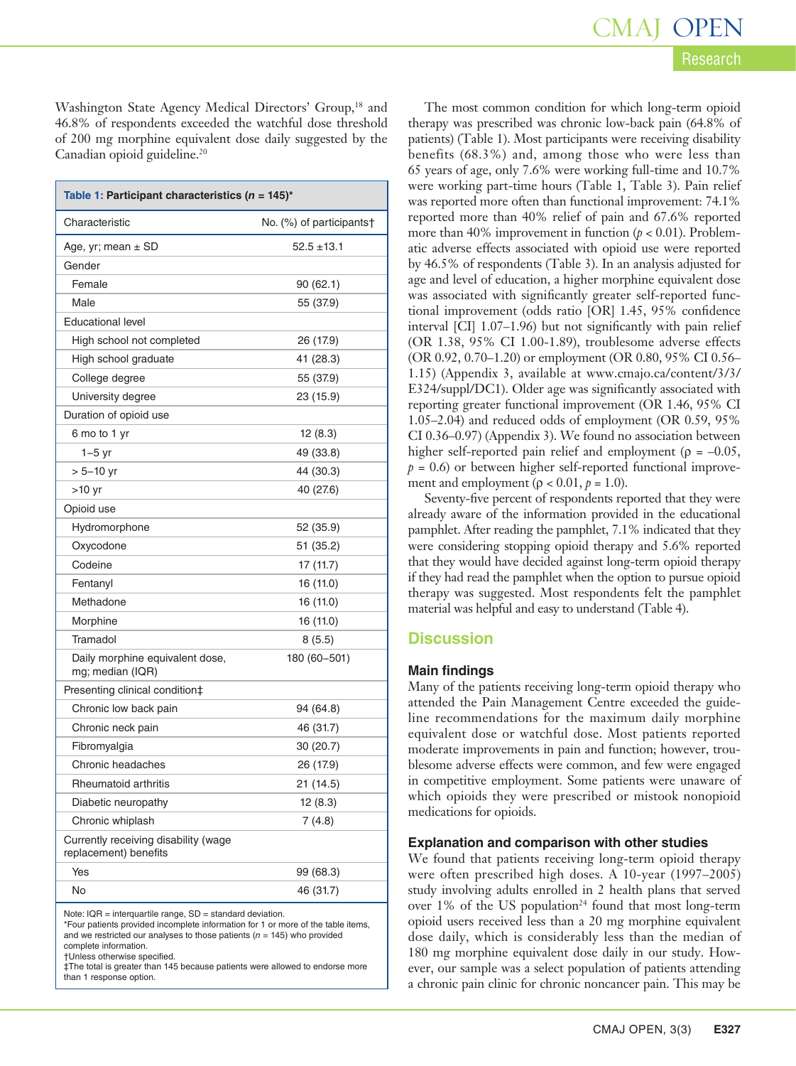Washington State Agency Medical Directors' Group,[18] and 46.8% of respondents exceeded the watchful dose threshold of 200 mg morphine equivalent dose daily suggested by the Canadian opioid guideline.[20]

**Table 1: Participant characteristics (*n* = 145)***

| Characteristic | No. (%) of participants† |
|---|---|
| Age, yr; mean ± SD | 52.5 ±13.1 |
| Gender | |
| Female | 90 (62.1) |
| Male | 55 (37.9) |
| Educational level | |
| High school not completed | 26 (17.9) |
| High school graduate | 41 (28.3) |
| College degree | 55 (37.9) |
| University degree | 23 (15.9) |
| Duration of opioid use | |
| 6 mo to 1 yr | 12 (8.3) |
| 1–5 yr | 49 (33.8) |
| > 5–10 yr | 44 (30.3) |
| >10 yr | 40 (27.6) |
| Opioid use | |
| Hydromorphone | 52 (35.9) |
| Oxycodone | 51 (35.2) |
| Codeine | 17 (11.7) |
| Fentanyl | 16 (11.0) |
| Methadone | 16 (11.0) |
| Morphine | 16 (11.0) |
| Tramadol | 8 (5.5) |
| Daily morphine equivalent dose, mg; median (IQR) | 180 (60–501) |
| Presenting clinical condition‡ | |
| Chronic low back pain | 94 (64.8) |
| Chronic neck pain | 46 (31.7) |
| Fibromyalgia | 30 (20.7) |
| Chronic headaches | 26 (17.9) |
| Rheumatoid arthritis | 21 (14.5) |
| Diabetic neuropathy | 12 (8.3) |
| Chronic whiplash | 7 (4.8) |
| Currently receiving disability (wage replacement) benefits | |
| Yes | 99 (68.3) |
| No | 46 (31.7) |

Note: IQR = interquartile range, SD = standard deviation.
*Four patients provided incomplete information for 1 or more of the table items, and we restricted our analyses to those patients (*n* = 145) who provided complete information.
†Unless otherwise specified.
‡The total is greater than 145 because patients were allowed to endorse more than 1 response option.

The most common condition for which long-term opioid therapy was prescribed was chronic low-back pain (64.8% of patients) (Table 1). Most participants were receiving disability benefits (68.3%) and, among those who were less than 65 years of age, only 7.6% were working full-time and 10.7% were working part-time hours (Table 1, Table 3). Pain relief was reported more often than functional improvement: 74.1% reported more than 40% relief of pain and 67.6% reported more than 40% improvement in function ($p < 0.01$). Problematic adverse effects associated with opioid use were reported by 46.5% of respondents (Table 3). In an analysis adjusted for age and level of education, a higher morphine equivalent dose was associated with significantly greater self-reported functional improvement (odds ratio [OR] 1.45, 95% confidence interval [CI] 1.07–1.96) but not significantly with pain relief (OR 1.38, 95% CI 1.00-1.89), troublesome adverse effects (OR 0.92, 0.70–1.20) or employment (OR 0.80, 95% CI 0.56–1.15) (Appendix 3, available at www.cmajo.ca/content/3/3/E324/suppl/DC1). Older age was significantly associated with reporting greater functional improvement (OR 1.46, 95% CI 1.05–2.04) and reduced odds of employment (OR 0.59, 95% CI 0.36–0.97) (Appendix 3). We found no association between higher self-reported pain relief and employment ($\rho = -0.05$, $p = 0.6$) or between higher self-reported functional improvement and employment ($\rho < 0.01$, $p = 1.0$).

Seventy-five percent of respondents reported that they were already aware of the information provided in the educational pamphlet. After reading the pamphlet, 7.1% indicated that they were considering stopping opioid therapy and 5.6% reported that they would have decided against long-term opioid therapy if they had read the pamphlet when the option to pursue opioid therapy was suggested. Most respondents felt the pamphlet material was helpful and easy to understand (Table 4).

## Discussion

### Main findings

Many of the patients receiving long-term opioid therapy who attended the Pain Management Centre exceeded the guideline recommendations for the maximum daily morphine equivalent dose or watchful dose. Most patients reported moderate improvements in pain and function; however, troublesome adverse effects were common, and few were engaged in competitive employment. Some patients were unaware of which opioids they were prescribed or mistook nonopioid medications for opioids.

### Explanation and comparison with other studies

We found that patients receiving long-term opioid therapy were often prescribed high doses. A 10-year (1997–2005) study involving adults enrolled in 2 health plans that served over 1% of the US population[24] found that most long-term opioid users received less than a 20 mg morphine equivalent dose daily, which is considerably less than the median of 180 mg morphine equivalent dose daily in our study. However, our sample was a select population of patients attending a chronic pain clinic for chronic noncancer pain. This may be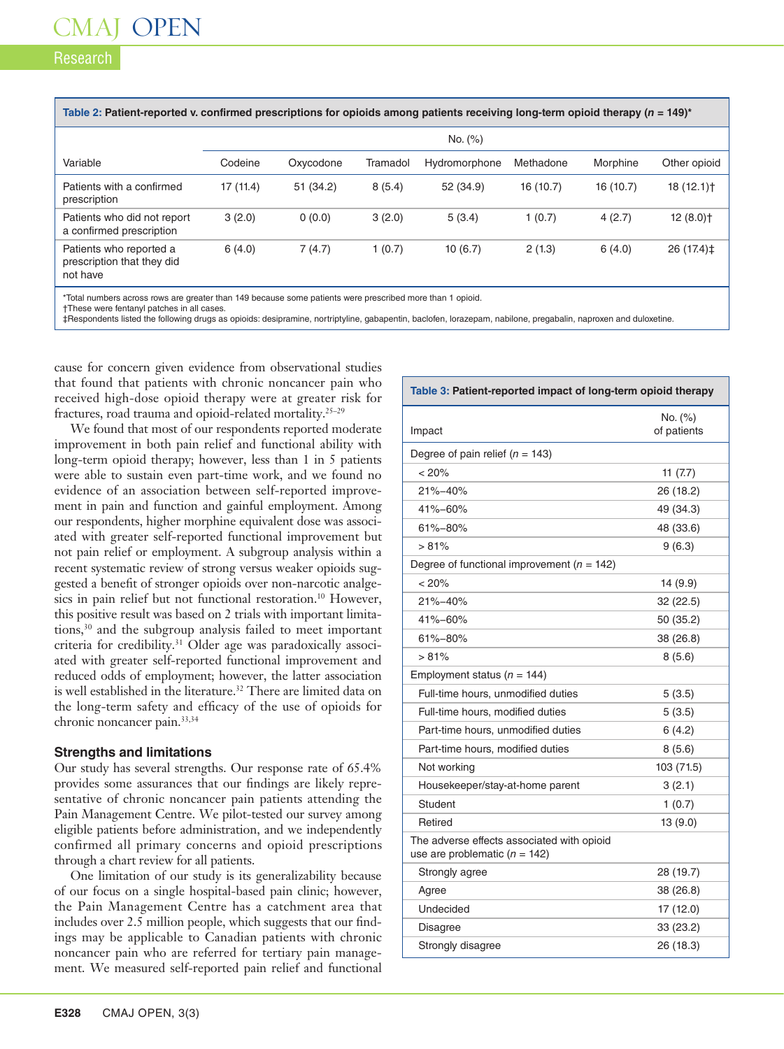**Table 2: Patient-reported v. confirmed prescriptions for opioids among patients receiving long-term opioid therapy (n = 149)***

| Variable | No. (%) | | | | | | |
|---|---|---|---|---|---|---|---|
| | Codeine | Oxycodone | Tramadol | Hydromorphone | Methadone | Morphine | Other opioid |
| Patients with a confirmed prescription | 17 (11.4) | 51 (34.2) | 8 (5.4) | 52 (34.9) | 16 (10.7) | 16 (10.7) | 18 (12.1)† |
| Patients who did not report a confirmed prescription | 3 (2.0) | 0 (0.0) | 3 (2.0) | 5 (3.4) | 1 (0.7) | 4 (2.7) | 12 (8.0)† |
| Patients who reported a prescription that they did not have | 6 (4.0) | 7 (4.7) | 1 (0.7) | 10 (6.7) | 2 (1.3) | 6 (4.0) | 26 (17.4)‡ |

*Total numbers across rows are greater than 149 because some patients were prescribed more than 1 opioid.
†These were fentanyl patches in all cases.
‡Respondents listed the following drugs as opioids: desipramine, nortriptyline, gabapentin, baclofen, lorazepam, nabilone, pregabalin, naproxen and duloxetine.

cause for concern given evidence from observational studies that found that patients with chronic noncancer pain who received high-dose opioid therapy were at greater risk for fractures, road trauma and opioid-related mortality.[25–29]

We found that most of our respondents reported moderate improvement in both pain relief and functional ability with long-term opioid therapy; however, less than 1 in 5 patients were able to sustain even part-time work, and we found no evidence of an association between self-reported improvement in pain and function and gainful employment. Among our respondents, higher morphine equivalent dose was associated with greater self-reported functional improvement but not pain relief or employment. A subgroup analysis within a recent systematic review of strong versus weaker opioids suggested a benefit of stronger opioids over non-narcotic analgesics in pain relief but not functional restoration.[10] However, this positive result was based on 2 trials with important limitations,[30] and the subgroup analysis failed to meet important criteria for credibility.[31] Older age was paradoxically associated with greater self-reported functional improvement and reduced odds of employment; however, the latter association is well established in the literature.[32] There are limited data on the long-term safety and efficacy of the use of opioids for chronic noncancer pain.[33,34]

### Strengths and limitations

Our study has several strengths. Our response rate of 65.4% provides some assurances that our findings are likely representative of chronic noncancer pain patients attending the Pain Management Centre. We pilot-tested our survey among eligible patients before administration, and we independently confirmed all primary concerns and opioid prescriptions through a chart review for all patients.

One limitation of our study is its generalizability because of our focus on a single hospital-based pain clinic; however, the Pain Management Centre has a catchment area that includes over 2.5 million people, which suggests that our findings may be applicable to Canadian patients with chronic noncancer pain who are referred for tertiary pain management. We measured self-reported pain relief and functional

**Table 3: Patient-reported impact of long-term opioid therapy**

| Impact | No. (%) of patients |
|---|---|
| Degree of pain relief (n = 143) | |
| < 20% | 11 (7.7) |
| 21%–40% | 26 (18.2) |
| 41%–60% | 49 (34.3) |
| 61%–80% | 48 (33.6) |
| > 81% | 9 (6.3) |
| Degree of functional improvement (n = 142) | |
| < 20% | 14 (9.9) |
| 21%–40% | 32 (22.5) |
| 41%–60% | 50 (35.2) |
| 61%–80% | 38 (26.8) |
| > 81% | 8 (5.6) |
| Employment status (n = 144) | |
| Full-time hours, unmodified duties | 5 (3.5) |
| Full-time hours, modified duties | 5 (3.5) |
| Part-time hours, unmodified duties | 6 (4.2) |
| Part-time hours, modified duties | 8 (5.6) |
| Not working | 103 (71.5) |
| Housekeeper/stay-at-home parent | 3 (2.1) |
| Student | 1 (0.7) |
| Retired | 13 (9.0) |
| The adverse effects associated with opioid use are problematic (n = 142) | |
| Strongly agree | 28 (19.7) |
| Agree | 38 (26.8) |
| Undecided | 17 (12.0) |
| Disagree | 33 (23.2) |
| Strongly disagree | 26 (18.3) |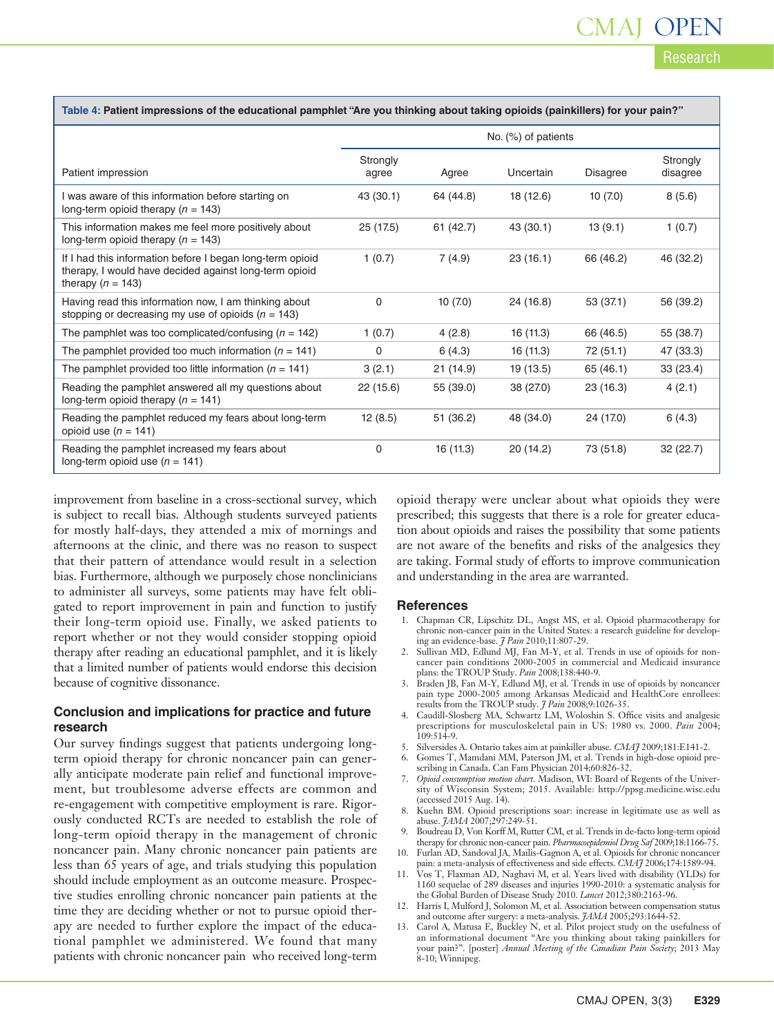**Table 4: Patient impressions of the educational pamphlet "Are you thinking about taking opioids (painkillers) for your pain?"**

| | No. (%) of patients | | | | |
|---|---|---|---|---|---|
| Patient impression | Strongly agree | Agree | Uncertain | Disagree | Strongly disagree |
| I was aware of this information before starting on long-term opioid therapy ($n$ = 143) | 43 (30.1) | 64 (44.8) | 18 (12.6) | 10 (7.0) | 8 (5.6) |
| This information makes me feel more positively about long-term opioid therapy ($n$ = 143) | 25 (17.5) | 61 (42.7) | 43 (30.1) | 13 (9.1) | 1 (0.7) |
| If I had this information before I began long-term opioid therapy, I would have decided against long-term opioid therapy ($n$ = 143) | 1 (0.7) | 7 (4.9) | 23 (16.1) | 66 (46.2) | 46 (32.2) |
| Having read this information now, I am thinking about stopping or decreasing my use of opioids ($n$ = 143) | 0 | 10 (7.0) | 24 (16.8) | 53 (37.1) | 56 (39.2) |
| The pamphlet was too complicated/confusing ($n$ = 142) | 1 (0.7) | 4 (2.8) | 16 (11.3) | 66 (46.5) | 55 (38.7) |
| The pamphlet provided too much information ($n$ = 141) | 0 | 6 (4.3) | 16 (11.3) | 72 (51.1) | 47 (33.3) |
| The pamphlet provided too little information ($n$ = 141) | 3 (2.1) | 21 (14.9) | 19 (13.5) | 65 (46.1) | 33 (23.4) |
| Reading the pamphlet answered all my questions about long-term opioid therapy ($n$ = 141) | 22 (15.6) | 55 (39.0) | 38 (27.0) | 23 (16.3) | 4 (2.1) |
| Reading the pamphlet reduced my fears about long-term opioid use ($n$ = 141) | 12 (8.5) | 51 (36.2) | 48 (34.0) | 24 (17.0) | 6 (4.3) |
| Reading the pamphlet increased my fears about long-term opioid use ($n$ = 141) | 0 | 16 (11.3) | 20 (14.2) | 73 (51.8) | 32 (22.7) |

improvement from baseline in a cross-sectional survey, which is subject to recall bias. Although students surveyed patients for mostly half-days, they attended a mix of mornings and afternoons at the clinic, and there was no reason to suspect that their pattern of attendance would result in a selection bias. Furthermore, although we purposely chose nonclinicians to administer all surveys, some patients may have felt obligated to report improvement in pain and function to justify their long-term opioid use. Finally, we asked patients to report whether or not they would consider stopping opioid therapy after reading an educational pamphlet, and it is likely that a limited number of patients would endorse this decision because of cognitive dissonance.

### Conclusion and implications for practice and future research

Our survey findings suggest that patients undergoing long-term opioid therapy for chronic noncancer pain can generally anticipate moderate pain relief and functional improvement, but troublesome adverse effects are common and re-engagement with competitive employment is rare. Rigorously conducted RCTs are needed to establish the role of long-term opioid therapy in the management of chronic noncancer pain. Many chronic noncancer pain patients are less than 65 years of age, and trials studying this population should include employment as an outcome measure. Prospective studies enrolling chronic noncancer pain patients at the time they are deciding whether or not to pursue opioid therapy are needed to further explore the impact of the educational pamphlet we administered. We found that many patients with chronic noncancer pain who received long-term opioid therapy were unclear about what opioids they were prescribed; this suggests that there is a role for greater education about opioids and raises the possibility that some patients are not aware of the benefits and risks of the analgesics they are taking. Formal study of efforts to improve communication and understanding in the area are warranted.

### References

1. Chapman CR, Lipschitz DL, Angst MS, et al. Opioid pharmacotherapy for chronic non-cancer pain in the United States: a research guideline for developing an evidence-base. *J Pain* 2010;11:807-29.
2. Sullivan MD, Edlund MJ, Fan M-Y, et al. Trends in use of opioids for non-cancer pain conditions 2000-2005 in commercial and Medicaid insurance plans: the TROUP Study. *Pain* 2008;138:440-9.
3. Braden JB, Fan M-Y, Edlund MJ, et al. Trends in use of opioids by noncancer pain type 2000-2005 among Arkansas Medicaid and HealthCore enrollees: results from the TROUP study. *J Pain* 2008;9:1026-35.
4. Caudill-Slosberg MA, Schwartz LM, Woloshin S. Office visits and analgesic prescriptions for musculoskeletal pain in US: 1980 vs. 2000. *Pain* 2004;109:514-9.
5. Silversides A. Ontario takes aim at painkiller abuse. *CMAJ* 2009;181:E141-2.
6. Gomes T, Mamdani MM, Paterson JM, et al. Trends in high-dose opioid prescribing in Canada. Can Fam Physician 2014;60:826-32.
7. *Opioid consumption motion chart.* Madison, WI: Board of Regents of the University of Wisconsin System; 2015. Available: http://ppsg.medicine.wisc.edu (accessed 2015 Aug. 14).
8. Kuehn BM. Opioid prescriptions soar: increase in legitimate use as well as abuse. *JAMA* 2007;297:249-51.
9. Boudreau D, Von Korff M, Rutter CM, et al. Trends in de-facto long-term opioid therapy for chronic non-cancer pain. *Pharmacoepidemiol Drug Saf* 2009;18:1166-75.
10. Furlan AD, Sandoval JA, Mailis-Gagnon A, et al. Opioids for chronic noncancer pain: a meta-analysis of effectiveness and side effects. *CMAJ* 2006;174:1589-94.
11. Vos T, Flaxman AD, Naghavi M, et al. Years lived with disability (YLDs) for 1160 sequelae of 289 diseases and injuries 1990-2010: a systematic analysis for the Global Burden of Disease Study 2010. *Lancet* 2012;380:2163-96.
12. Harris I, Mulford J, Solomon M, et al. Association between compensation status and outcome after surgery: a meta-analysis. *JAMA* 2005;293:1644-52.
13. Carol A, Matusa E, Buckley N, et al. Pilot project study on the usefulness of an informational document "Are you thinking about taking painkillers for your pain?". [poster] *Annual Meeting of the Canadian Pain Society*; 2013 May 8-10; Winnipeg.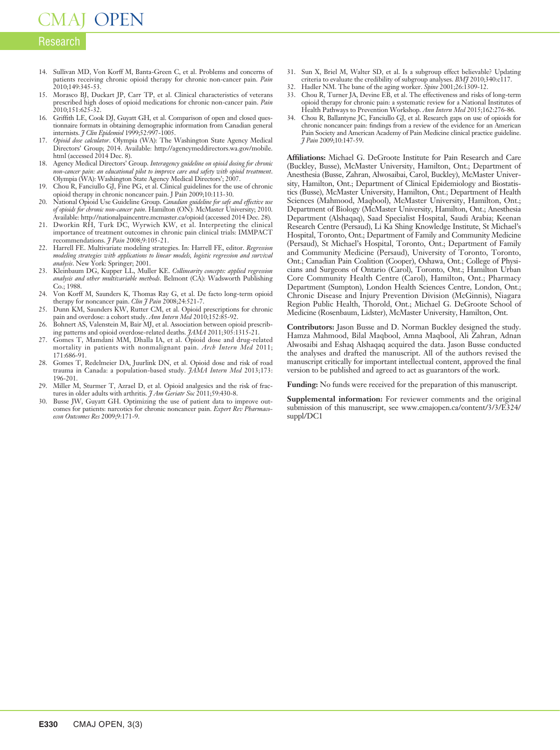14. Sullivan MD, Von Korff M, Banta-Green C, et al. Problems and concerns of patients receiving chronic opioid therapy for chronic non-cancer pain. *Pain* 2010;149:345-53.
15. Morasco BJ, Duckart JP, Carr TP, et al. Clinical characteristics of veterans prescribed high doses of opioid medications for chronic non-cancer pain. *Pain* 2010;151:625-32.
16. Griffith LE, Cook DJ, Guyatt GH, et al. Comparison of open and closed questionnaire formats in obtaining demographic information from Canadian general internists. *J Clin Epidemiol* 1999;52:997-1005.
17. *Opioid dose calculator*. Olympia (WA): The Washington State Agency Medical Directors' Group; 2014. Available: http://agencymeddirectors.wa.gov/mobile.html (accessed 2014 Dec. 8).
18. Agency Medical Directors' Group. *Interagency guideline on opioid dosing for chronic non-cancer pain: an educational pilot to improve care and safety with opioid treatment*. Olympia (WA): Washington State Agency Medical Directors'; 2007.
19. Chou R, Fanciullo GJ, Fine PG, et al. Clinical guidelines for the use of chronic opioid therapy in chronic noncancer pain. J Pain 2009;10:113-30.
20. National Opioid Use Guideline Group. *Canadian guideline for safe and effective use of opioids for chronic non-cancer pain*. Hamilton (ON): McMaster University; 2010. Available: http://nationalpaincentre.mcmaster.ca/opioid (accessed 2014 Dec. 28).
21. Dworkin RH, Turk DC, Wyrwich KW, et al. Interpreting the clinical importance of treatment outcomes in chronic pain clinical trials: IMMPACT recommendations. *J Pain* 2008;9:105-21.
22. Harrell FE. Multivariate modeling strategies. In: Harrell FE, editor. *Regression modeling strategies with applications to linear models, logistic regression and survival analysis*. New York: Springer; 2001.
23. Kleinbaum DG, Kupper LL, Muller KE. *Collinearity concepts: applied regression analysis and other multivariable methods*. Belmont (CA): Wadsworth Publishing Co.; 1988.
24. Von Korff M, Saunders K, Thomas Ray G, et al. De facto long-term opioid therapy for noncancer pain. *Clin J Pain* 2008;24:521-7.
25. Dunn KM, Saunders KW, Rutter CM, et al. Opioid prescriptions for chronic pain and overdose: a cohort study. *Ann Intern Med* 2010;152:85-92.
26. Bohnert AS, Valenstein M, Bair MJ, et al. Association between opioid prescribing patterns and opioid overdose-related deaths. *JAMA* 2011;305:1315-21.
27. Gomes T, Mamdani MM, Dhalla IA, et al. Opioid dose and drug-related mortality in patients with nonmalignant pain. *Arch Intern Med* 2011; 171:686-91.
28. Gomes T, Redelmeier DA, Juurlink DN, et al. Opioid dose and risk of road trauma in Canada: a population-based study. *JAMA Intern Med* 2013;173: 196-201.
29. Miller M, Sturmer T, Azrael D, et al. Opioid analgesics and the risk of fractures in older adults with arthritis. *J Am Geriatr Soc* 2011;59:430-8.
30. Busse JW, Guyatt GH. Optimizing the use of patient data to improve outcomes for patients: narcotics for chronic noncancer pain. *Expert Rev Pharmacoecon Outcomes Res* 2009;9:171-9.
31. Sun X, Briel M, Walter SD, et al. Is a subgroup effect believable? Updating criteria to evaluate the credibility of subgroup analyses. *BMJ* 2010;340:c117.
32. Hadler NM. The bane of the aging worker. *Spine* 2001;26:1309-12.
33. Chou R, Turner JA, Devine EB, et al. The effectiveness and risks of long-term opioid therapy for chronic pain: a systematic review for a National Institutes of Health Pathways to Prevention Workshop. *Ann Intern Med* 2015;162:276-86.
34. Chou R, Ballantyne JC, Fanciullo GJ, et al. Research gaps on use of opioids for chronic noncancer pain: findings from a review of the evidence for an American Pain Society and American Academy of Pain Medicine clinical practice guideline. *J Pain* 2009;10:147-59.

**Affiliations:** Michael G. DeGroote Institute for Pain Research and Care (Buckley, Busse), McMaster University, Hamilton, Ont.; Department of Anesthesia (Busse, Zahran, Alwosaibai, Carol, Buckley), McMaster University, Hamilton, Ont.; Department of Clinical Epidemiology and Biostatistics (Busse), McMaster University, Hamilton, Ont.; Department of Health Sciences (Mahmood, Maqbool), McMaster University, Hamilton, Ont.; Department of Biology (McMaster University, Hamilton, Ont.; Anesthesia Department (Alshaqaq), Saad Specialist Hospital, Saudi Arabia; Keenan Research Centre (Persaud), Li Ka Shing Knowledge Institute, St Michael's Hospital, Toronto, Ont.; Department of Family and Community Medicine (Persaud), St Michael's Hospital, Toronto, Ont.; Department of Family and Community Medicine (Persaud), University of Toronto, Toronto, Ont.; Canadian Pain Coalition (Cooper), Oshawa, Ont.; College of Physicians and Surgeons of Ontario (Carol), Toronto, Ont.; Hamilton Urban Core Community Health Centre (Carol), Hamilton, Ont.; Pharmacy Department (Sumpton), London Health Sciences Centre, London, Ont.; Chronic Disease and Injury Prevention Division (McGinnis), Niagara Region Public Health, Thorold, Ont.; Michael G. DeGroote School of Medicine (Rosenbaum, Lidster), McMaster University, Hamilton, Ont.

**Contributors:** Jason Busse and D. Norman Buckley designed the study. Hamza Mahmood, Bilal Maqbool, Amna Maqbool, Ali Zahran, Adnan Alwosaibi and Eshaq Alshaqaq acquired the data. Jason Busse conducted the analyses and drafted the manuscript. All of the authors revised the manuscript critically for important intellectual content, approved the final version to be published and agreed to act as guarantors of the work.

**Funding:** No funds were received for the preparation of this manuscript.

**Supplemental information:** For reviewer comments and the original submission of this manuscript, see www.cmajopen.ca/content/3/3/E324/suppl/DC1